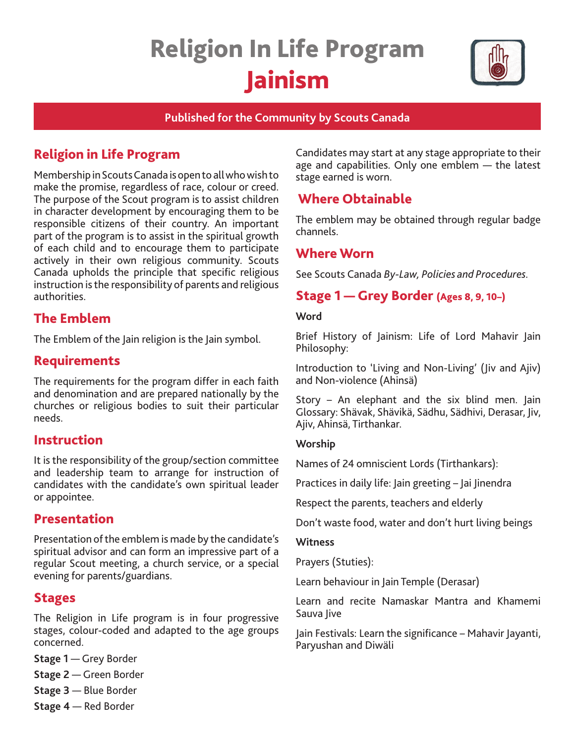# Religion In Life Program
# Jainism

**Published for the Community by Scouts Canada**

## Religion in Life Program

Membership in Scouts Canada is open to all who wish to make the promise, regardless of race, colour or creed. The purpose of the Scout program is to assist children in character development by encouraging them to be responsible citizens of their country. An important part of the program is to assist in the spiritual growth of each child and to encourage them to participate actively in their own religious community. Scouts Canada upholds the principle that specific religious instruction is the responsibility of parents and religious authorities.

## The Emblem

The Emblem of the Jain religion is the Jain symbol.

## Requirements

The requirements for the program differ in each faith and denomination and are prepared nationally by the churches or religious bodies to suit their particular needs.

## Instruction

It is the responsibility of the group/section committee and leadership team to arrange for instruction of candidates with the candidate's own spiritual leader or appointee.

## Presentation

Presentation of the emblem is made by the candidate's spiritual advisor and can form an impressive part of a regular Scout meeting, a church service, or a special evening for parents/guardians.

## Stages

The Religion in Life program is in four progressive stages, colour-coded and adapted to the age groups concerned.

**Stage 1** — Grey Border

**Stage 2** — Green Border

**Stage 3** — Blue Border

**Stage 4** — Red Border

Candidates may start at any stage appropriate to their age and capabilities. Only one emblem — the latest stage earned is worn.

## Where Obtainable

The emblem may be obtained through regular badge channels.

## Where Worn

See Scouts Canada *By-Law, Policies and Procedures*.

## Stage 1 — Grey Border (Ages 8, 9, 10–)

**Word**

Brief History of Jainism: Life of Lord Mahavir Jain Philosophy:

Introduction to 'Living and Non-Living' (Jiv and Ajiv) and Non-violence (Ahinsä)

Story – An elephant and the six blind men. Jain Glossary: Shävak, Shävikä, Sädhu, Sädhivi, Derasar, Jiv, Ajiv, Ahinsä, Tirthankar.

**Worship**

Names of 24 omniscient Lords (Tirthankars):

Practices in daily life: Jain greeting – Jai Jinendra

Respect the parents, teachers and elderly

Don't waste food, water and don't hurt living beings

**Witness**

Prayers (Stuties):

Learn behaviour in Jain Temple (Derasar)

Learn and recite Namaskar Mantra and Khamemi Sauva Jive

Jain Festivals: Learn the significance – Mahavir Jayanti, Paryushan and Diwäli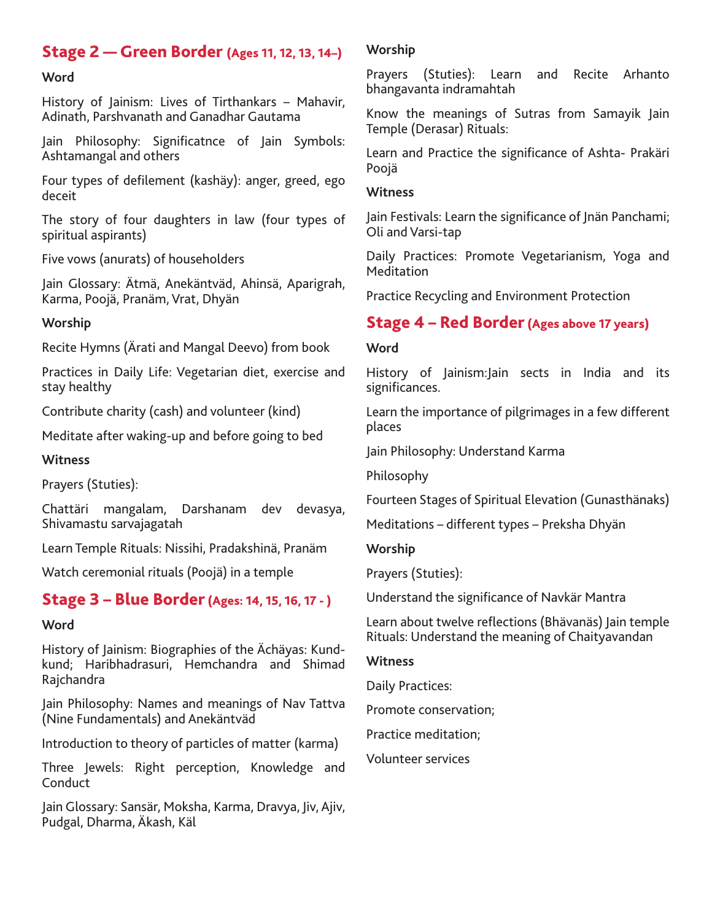## Stage 2 — Green Border (Ages 11, 12, 13, 14–)

**Word**

History of Jainism: Lives of Tirthankars – Mahavir, Adinath, Parshvanath and Ganadhar Gautama

Jain Philosophy: Significatnce of Jain Symbols: Ashtamangal and others

Four types of defilement (kashäy): anger, greed, ego deceit

The story of four daughters in law (four types of spiritual aspirants)

Five vows (anurats) of householders

Jain Glossary: Ätmä, Anekäntväd, Ahinsä, Aparigrah, Karma, Poojä, Pranäm, Vrat, Dhyän

**Worship**

Recite Hymns (Ärati and Mangal Deevo) from book

Practices in Daily Life: Vegetarian diet, exercise and stay healthy

Contribute charity (cash) and volunteer (kind)

Meditate after waking-up and before going to bed

**Witness**

Prayers (Stuties):

Chattäri mangalam, Darshanam dev devasya, Shivamastu sarvajagatah

Learn Temple Rituals: Nissihi, Pradakshinä, Pranäm

Watch ceremonial rituals (Poojä) in a temple

## Stage 3 – Blue Border (Ages: 14, 15, 16, 17 - )

**Word**

History of Jainism: Biographies of the Ächäyas: Kund-kund; Haribhadrasuri, Hemchandra and Shimad Rajchandra

Jain Philosophy: Names and meanings of Nav Tattva (Nine Fundamentals) and Anekäntväd

Introduction to theory of particles of matter (karma)

Three Jewels: Right perception, Knowledge and Conduct

Jain Glossary: Sansär, Moksha, Karma, Dravya, Jiv, Ajiv, Pudgal, Dharma, Äkash, Käl

**Worship**

Prayers (Stuties): Learn and Recite Arhanto bhangavanta indramahtah

Know the meanings of Sutras from Samayik Jain Temple (Derasar) Rituals:

Learn and Practice the significance of Ashta- Prakäri Poojä

**Witness**

Jain Festivals: Learn the significance of Jnän Panchami; Oli and Varsi-tap

Daily Practices: Promote Vegetarianism, Yoga and Meditation

Practice Recycling and Environment Protection

## Stage 4 – Red Border (Ages above 17 years)

**Word**

History of Jainism:Jain sects in India and its significances.

Learn the importance of pilgrimages in a few different places

Jain Philosophy: Understand Karma

Philosophy

Fourteen Stages of Spiritual Elevation (Gunasthänaks)

Meditations – different types – Preksha Dhyän

**Worship**

Prayers (Stuties):

Understand the significance of Navkär Mantra

Learn about twelve reflections (Bhävanäs) Jain temple Rituals: Understand the meaning of Chaityavandan

**Witness**

Daily Practices:

Promote conservation;

Practice meditation;

Volunteer services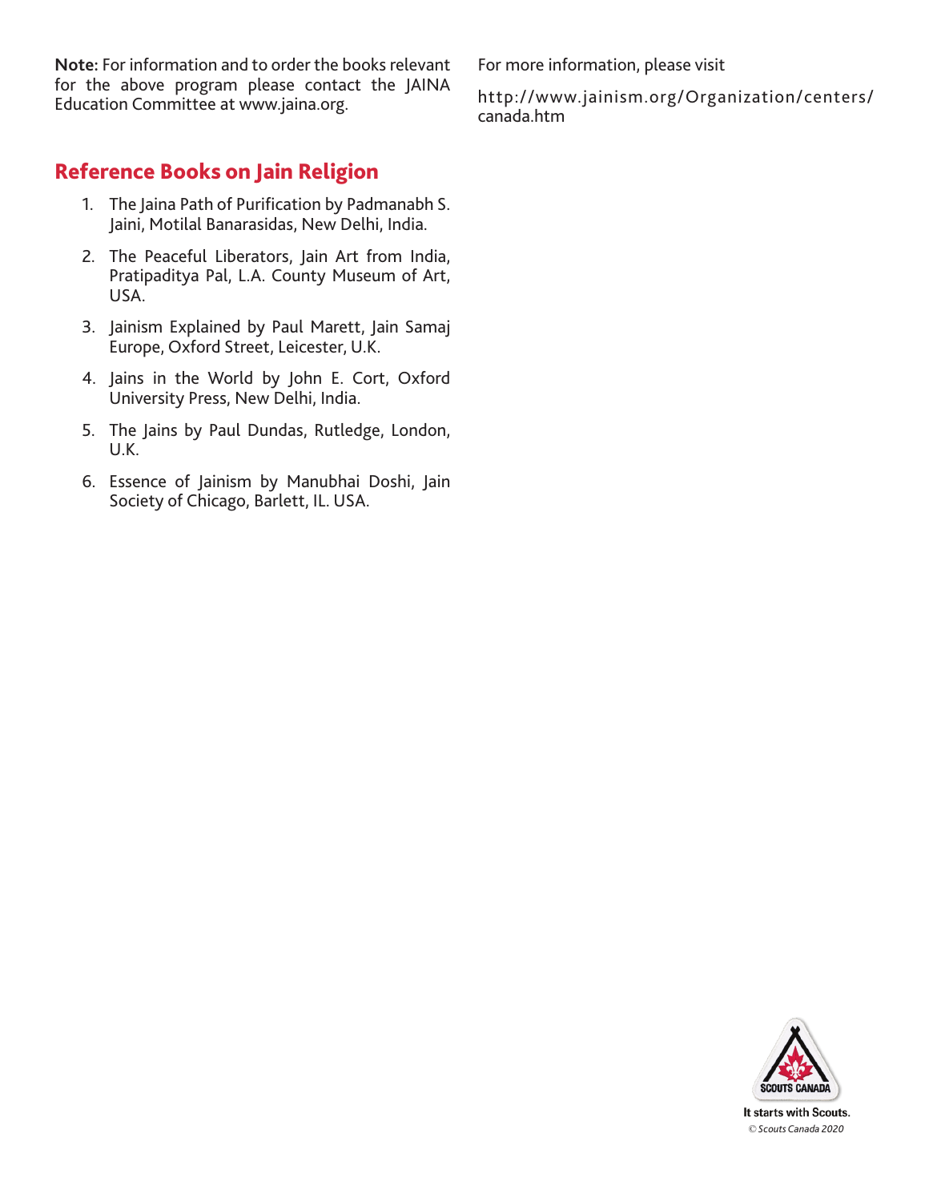**Note:** For information and to order the books relevant for the above program please contact the JAINA Education Committee at www.jaina.org.

## Reference Books on Jain Religion

1. The Jaina Path of Purification by Padmanabh S. Jaini, Motilal Banarasidas, New Delhi, India.
2. The Peaceful Liberators, Jain Art from India, Pratipaditya Pal, L.A. County Museum of Art, USA.
3. Jainism Explained by Paul Marett, Jain Samaj Europe, Oxford Street, Leicester, U.K.
4. Jains in the World by John E. Cort, Oxford University Press, New Delhi, India.
5. The Jains by Paul Dundas, Rutledge, London, U.K.
6. Essence of Jainism by Manubhai Doshi, Jain Society of Chicago, Barlett, IL. USA.

For more information, please visit

http://www.jainism.org/Organization/centers/canada.htm

SCOUTS CANADA

It starts with Scouts.

*© Scouts Canada 2020*